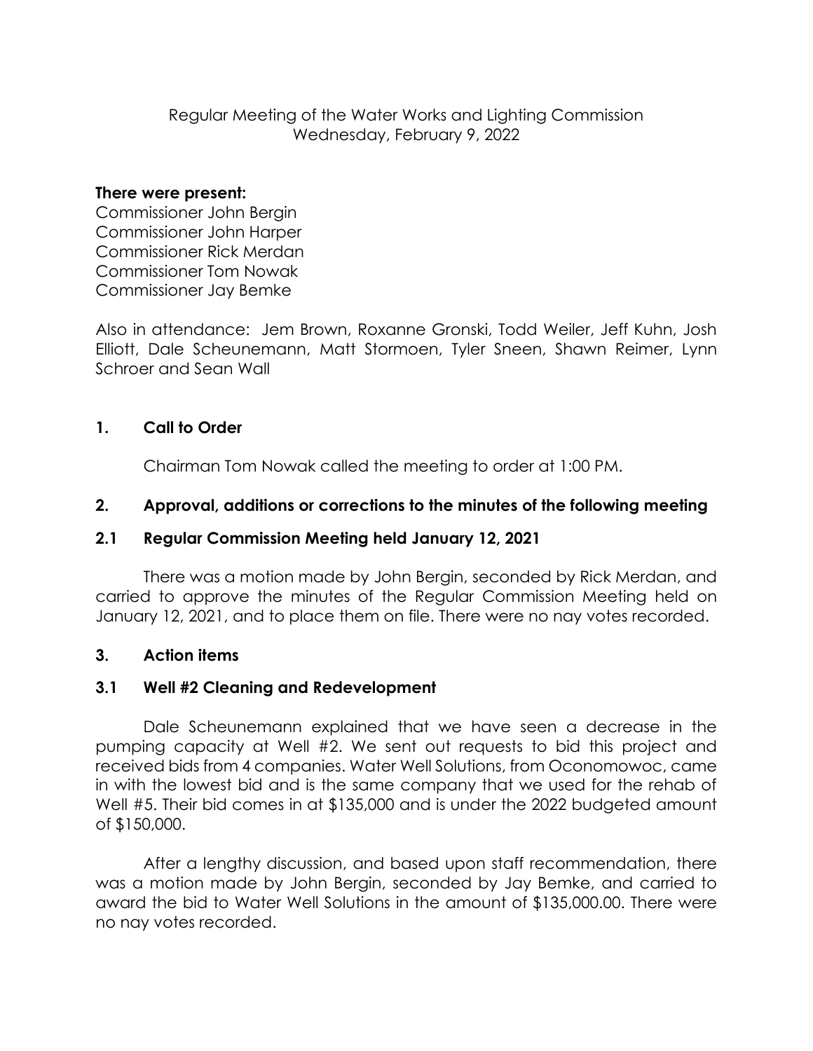Regular Meeting of the Water Works and Lighting Commission
Wednesday, February 9, 2022

**There were present:**
Commissioner John Bergin
Commissioner John Harper
Commissioner Rick Merdan
Commissioner Tom Nowak
Commissioner Jay Bemke

Also in attendance: Jem Brown, Roxanne Gronski, Todd Weiler, Jeff Kuhn, Josh Elliott, Dale Scheunemann, Matt Stormoen, Tyler Sneen, Shawn Reimer, Lynn Schroer and Sean Wall

## 1. Call to Order

Chairman Tom Nowak called the meeting to order at 1:00 PM.

## 2. Approval, additions or corrections to the minutes of the following meeting

### 2.1 Regular Commission Meeting held January 12, 2021

There was a motion made by John Bergin, seconded by Rick Merdan, and carried to approve the minutes of the Regular Commission Meeting held on January 12, 2021, and to place them on file. There were no nay votes recorded.

## 3. Action items

### 3.1 Well #2 Cleaning and Redevelopment

Dale Scheunemann explained that we have seen a decrease in the pumping capacity at Well #2. We sent out requests to bid this project and received bids from 4 companies. Water Well Solutions, from Oconomowoc, came in with the lowest bid and is the same company that we used for the rehab of Well #5. Their bid comes in at $135,000 and is under the 2022 budgeted amount of $150,000.

After a lengthy discussion, and based upon staff recommendation, there was a motion made by John Bergin, seconded by Jay Bemke, and carried to award the bid to Water Well Solutions in the amount of $135,000.00. There were no nay votes recorded.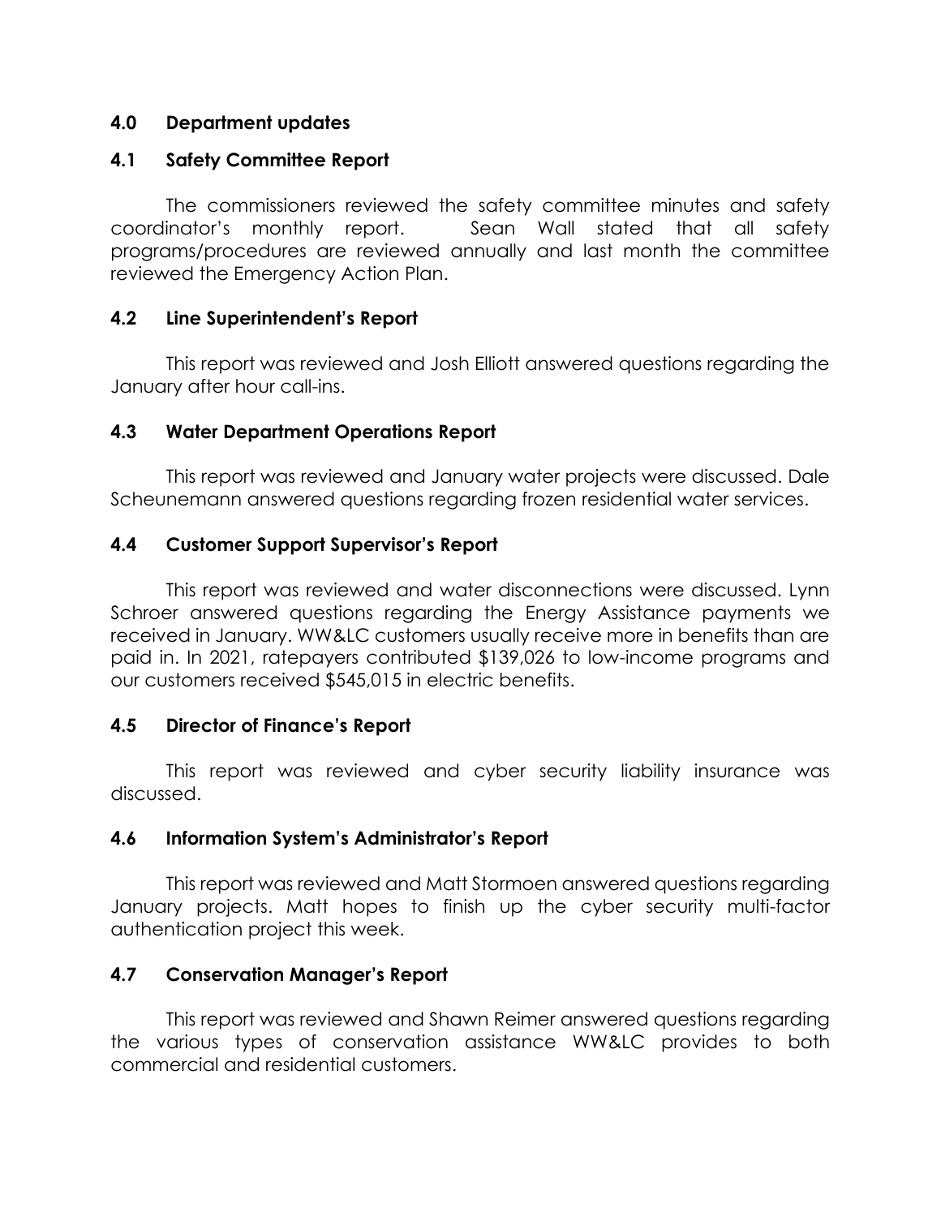## 4.0 Department updates

### 4.1 Safety Committee Report

The commissioners reviewed the safety committee minutes and safety coordinator's monthly report. Sean Wall stated that all safety programs/procedures are reviewed annually and last month the committee reviewed the Emergency Action Plan.

### 4.2 Line Superintendent's Report

This report was reviewed and Josh Elliott answered questions regarding the January after hour call-ins.

### 4.3 Water Department Operations Report

This report was reviewed and January water projects were discussed. Dale Scheunemann answered questions regarding frozen residential water services.

### 4.4 Customer Support Supervisor's Report

This report was reviewed and water disconnections were discussed. Lynn Schroer answered questions regarding the Energy Assistance payments we received in January. WW&LC customers usually receive more in benefits than are paid in. In 2021, ratepayers contributed $139,026 to low-income programs and our customers received $545,015 in electric benefits.

### 4.5 Director of Finance's Report

This report was reviewed and cyber security liability insurance was discussed.

### 4.6 Information System's Administrator's Report

This report was reviewed and Matt Stormoen answered questions regarding January projects. Matt hopes to finish up the cyber security multi-factor authentication project this week.

### 4.7 Conservation Manager's Report

This report was reviewed and Shawn Reimer answered questions regarding the various types of conservation assistance WW&LC provides to both commercial and residential customers.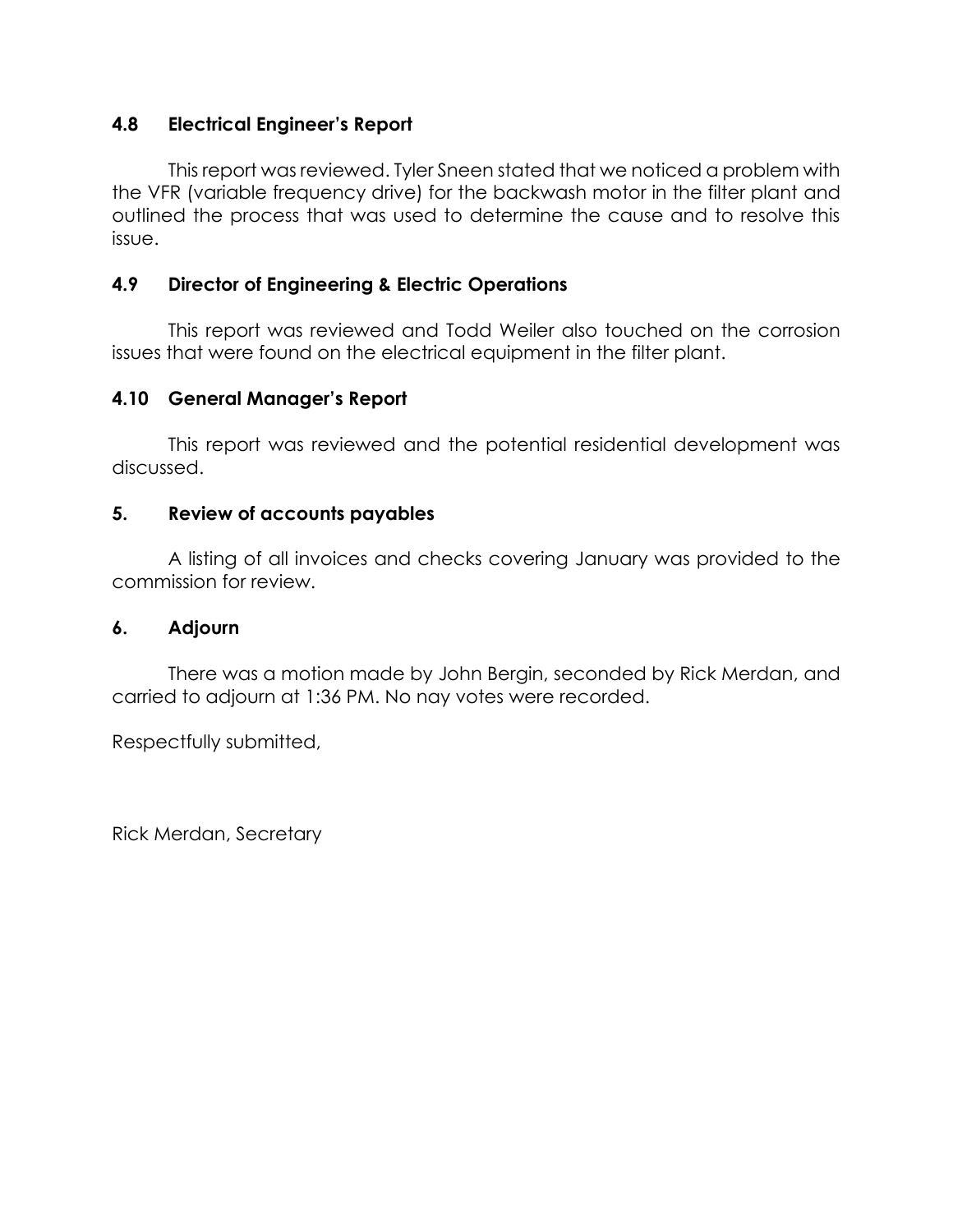### 4.8 Electrical Engineer's Report

This report was reviewed. Tyler Sneen stated that we noticed a problem with the VFR (variable frequency drive) for the backwash motor in the filter plant and outlined the process that was used to determine the cause and to resolve this issue.

### 4.9 Director of Engineering & Electric Operations

This report was reviewed and Todd Weiler also touched on the corrosion issues that were found on the electrical equipment in the filter plant.

### 4.10 General Manager's Report

This report was reviewed and the potential residential development was discussed.

### 5. Review of accounts payables

A listing of all invoices and checks covering January was provided to the commission for review.

### 6. Adjourn

There was a motion made by John Bergin, seconded by Rick Merdan, and carried to adjourn at 1:36 PM. No nay votes were recorded.

Respectfully submitted,

Rick Merdan, Secretary